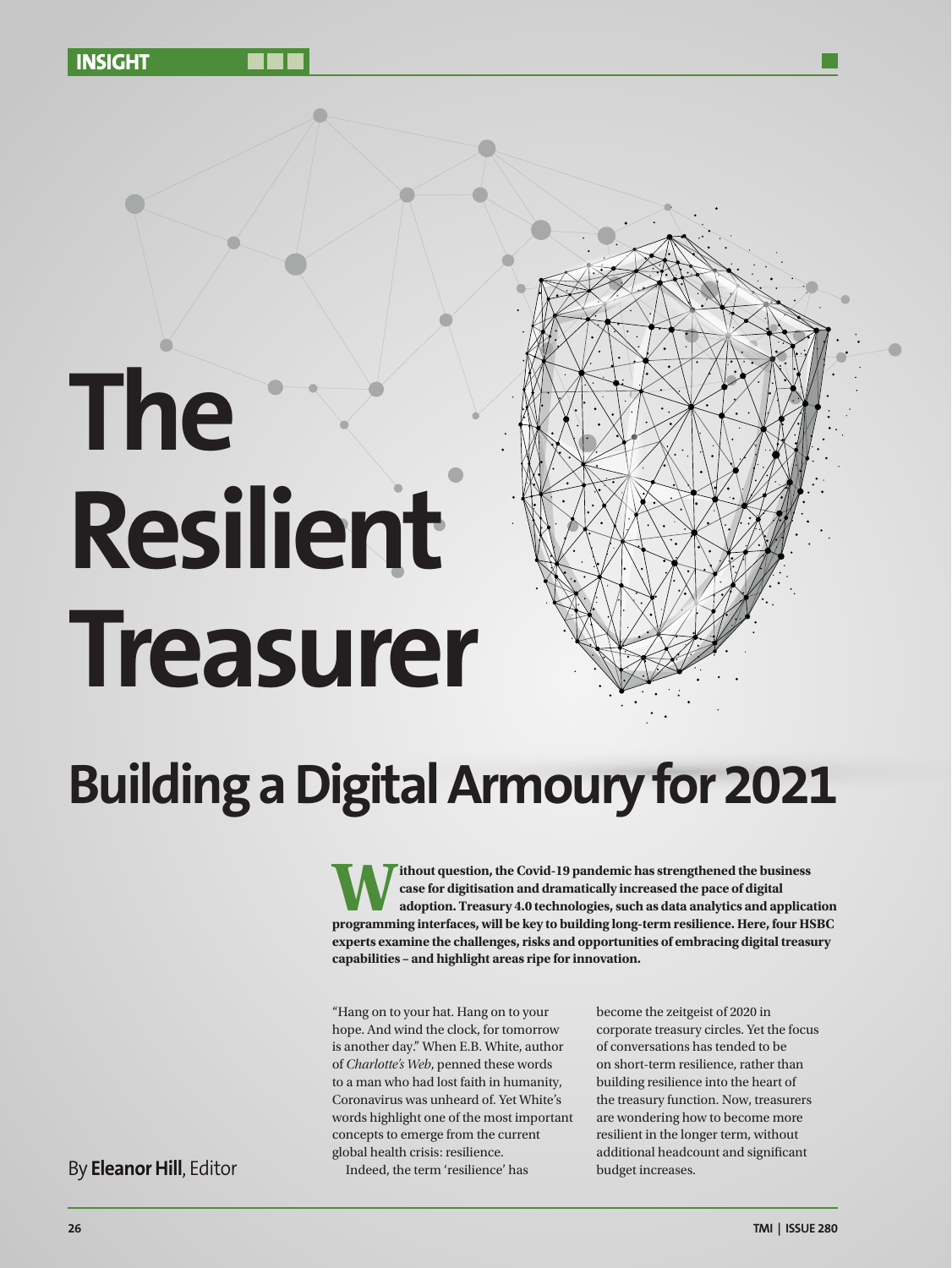INSIGHT

# The Resilient Treasurer

## Building a Digital Armoury for 2021

**Without question, the Covid-19 pandemic has strengthened the business case for digitisation and dramatically increased the pace of digital adoption. Treasury 4.0 technologies, such as data analytics and application programming interfaces, will be key to building long-term resilience. Here, four HSBC experts examine the challenges, risks and opportunities of embracing digital treasury capabilities – and highlight areas ripe for innovation.**

By **Eleanor Hill**, Editor

"Hang on to your hat. Hang on to your hope. And wind the clock, for tomorrow is another day." When E.B. White, author of *Charlotte's Web*, penned these words to a man who had lost faith in humanity, Coronavirus was unheard of. Yet White's words highlight one of the most important concepts to emerge from the current global health crisis: resilience.

Indeed, the term 'resilience' has become the zeitgeist of 2020 in corporate treasury circles. Yet the focus of conversations has tended to be on short-term resilience, rather than building resilience into the heart of the treasury function. Now, treasurers are wondering how to become more resilient in the longer term, without additional headcount and significant budget increases.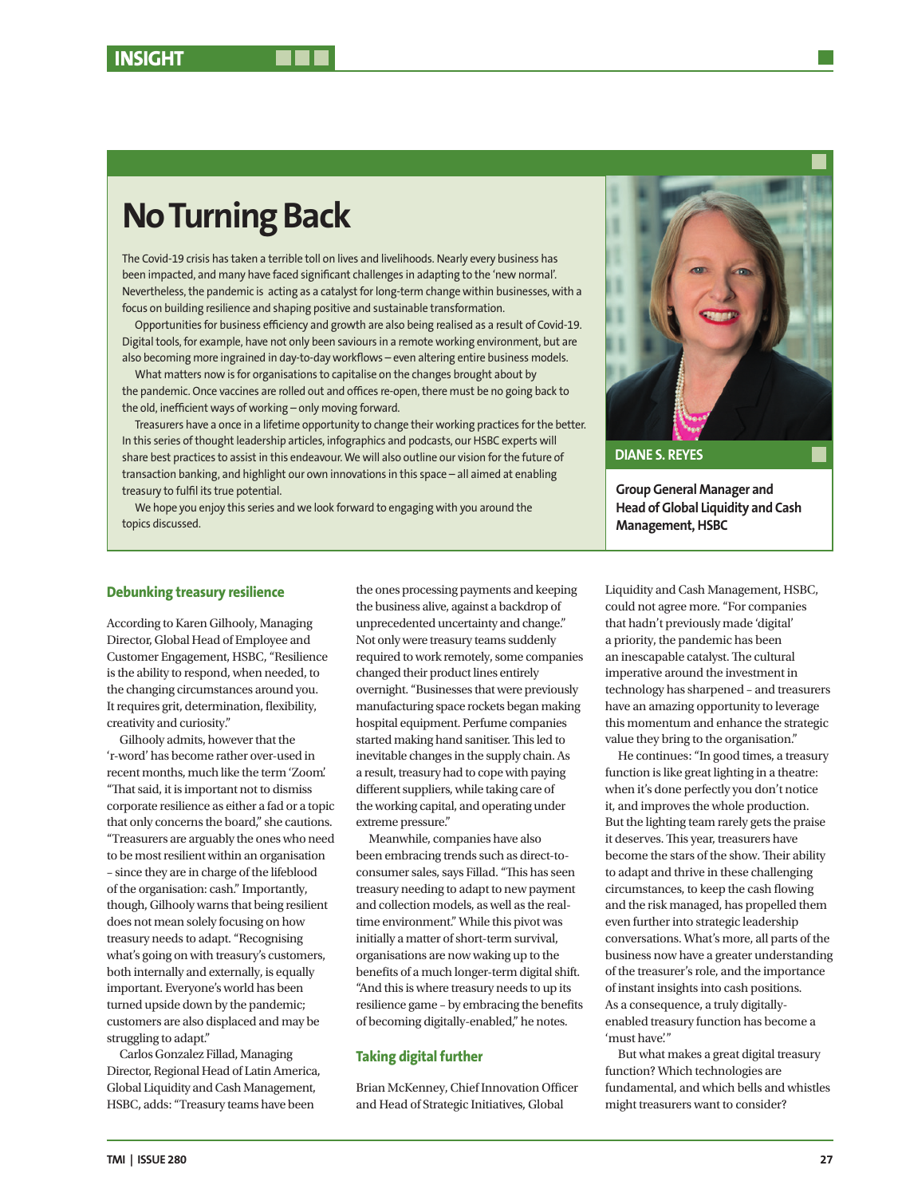# No Turning Back

The Covid-19 crisis has taken a terrible toll on lives and livelihoods. Nearly every business has been impacted, and many have faced significant challenges in adapting to the 'new normal'. Nevertheless, the pandemic is acting as a catalyst for long-term change within businesses, with a focus on building resilience and shaping positive and sustainable transformation.

Opportunities for business efficiency and growth are also being realised as a result of Covid-19. Digital tools, for example, have not only been saviours in a remote working environment, but are also becoming more ingrained in day-to-day workflows – even altering entire business models.

What matters now is for organisations to capitalise on the changes brought about by the pandemic. Once vaccines are rolled out and offices re-open, there must be no going back to the old, inefficient ways of working – only moving forward.

Treasurers have a once in a lifetime opportunity to change their working practices for the better. In this series of thought leadership articles, infographics and podcasts, our HSBC experts will share best practices to assist in this endeavour. We will also outline our vision for the future of transaction banking, and highlight our own innovations in this space – all aimed at enabling treasury to fulfil its true potential.

We hope you enjoy this series and we look forward to engaging with you around the topics discussed.

**DIANE S. REYES**

**Group General Manager and Head of Global Liquidity and Cash Management, HSBC**

## Debunking treasury resilience

According to Karen Gilhooly, Managing Director, Global Head of Employee and Customer Engagement, HSBC, "Resilience is the ability to respond, when needed, to the changing circumstances around you. It requires grit, determination, flexibility, creativity and curiosity."

Gilhooly admits, however that the 'r-word' has become rather over-used in recent months, much like the term 'Zoom'. "That said, it is important not to dismiss corporate resilience as either a fad or a topic that only concerns the board," she cautions. "Treasurers are arguably the ones who need to be most resilient within an organisation – since they are in charge of the lifeblood of the organisation: cash." Importantly, though, Gilhooly warns that being resilient does not mean solely focusing on how treasury needs to adapt. "Recognising what's going on with treasury's customers, both internally and externally, is equally important. Everyone's world has been turned upside down by the pandemic; customers are also displaced and may be struggling to adapt."

Carlos Gonzalez Fillad, Managing Director, Regional Head of Latin America, Global Liquidity and Cash Management, HSBC, adds: "Treasury teams have been the ones processing payments and keeping the business alive, against a backdrop of unprecedented uncertainty and change." Not only were treasury teams suddenly required to work remotely, some companies changed their product lines entirely overnight. "Businesses that were previously manufacturing space rockets began making hospital equipment. Perfume companies started making hand sanitiser. This led to inevitable changes in the supply chain. As a result, treasury had to cope with paying different suppliers, while taking care of the working capital, and operating under extreme pressure."

Meanwhile, companies have also been embracing trends such as direct-to-consumer sales, says Fillad. "This has seen treasury needing to adapt to new payment and collection models, as well as the real-time environment." While this pivot was initially a matter of short-term survival, organisations are now waking up to the benefits of a much longer-term digital shift. "And this is where treasury needs to up its resilience game – by embracing the benefits of becoming digitally-enabled," he notes.

## Taking digital further

Brian McKenney, Chief Innovation Officer and Head of Strategic Initiatives, Global Liquidity and Cash Management, HSBC, could not agree more. "For companies that hadn't previously made 'digital' a priority, the pandemic has been an inescapable catalyst. The cultural imperative around the investment in technology has sharpened – and treasurers have an amazing opportunity to leverage this momentum and enhance the strategic value they bring to the organisation."

He continues: "In good times, a treasury function is like great lighting in a theatre: when it's done perfectly you don't notice it, and improves the whole production. But the lighting team rarely gets the praise it deserves. This year, treasurers have become the stars of the show. Their ability to adapt and thrive in these challenging circumstances, to keep the cash flowing and the risk managed, has propelled them even further into strategic leadership conversations. What's more, all parts of the business now have a greater understanding of the treasurer's role, and the importance of instant insights into cash positions. As a consequence, a truly digitally-enabled treasury function has become a 'must have'."

But what makes a great digital treasury function? Which technologies are fundamental, and which bells and whistles might treasurers want to consider?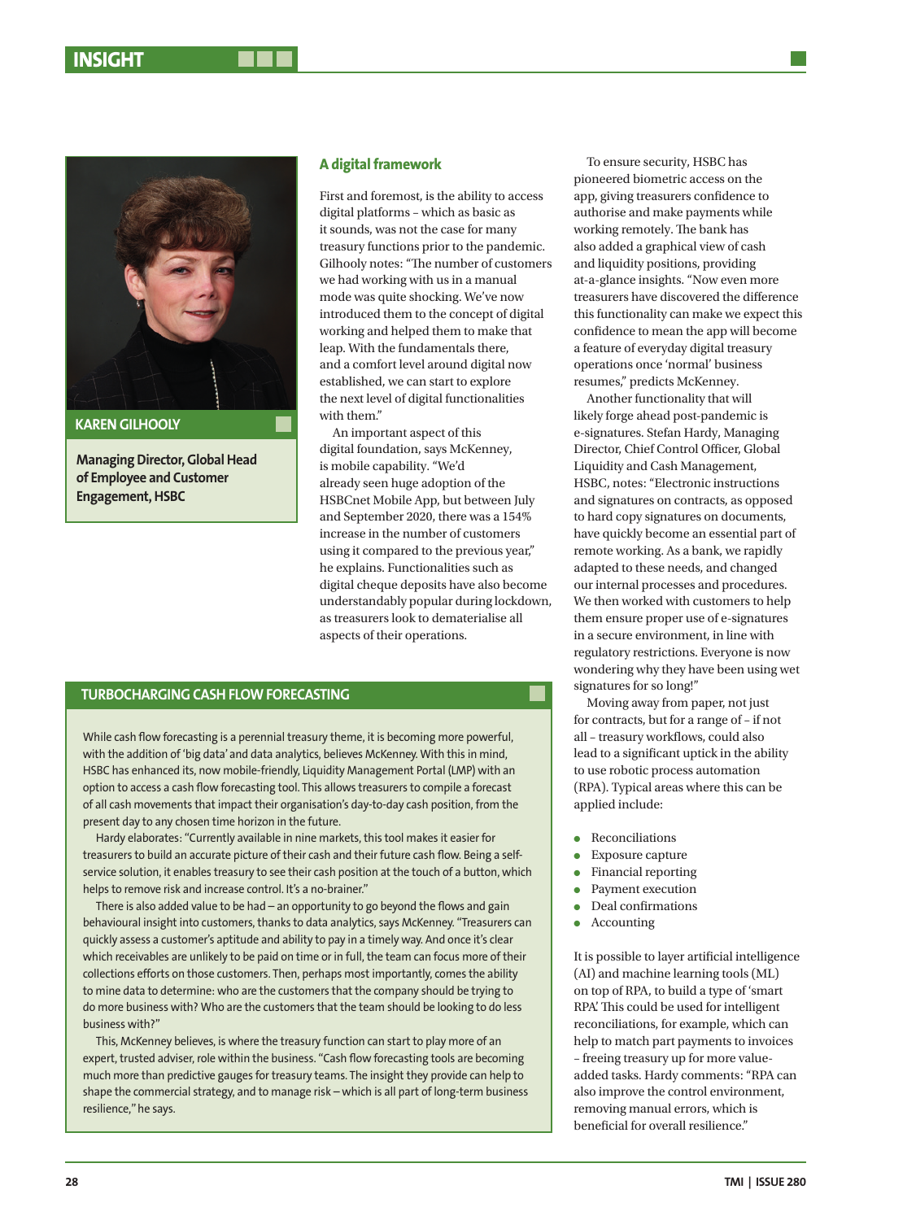**KAREN GILHOOLY**

**Managing Director, Global Head of Employee and Customer Engagement, HSBC**

## A digital framework

First and foremost, is the ability to access digital platforms – which as basic as it sounds, was not the case for many treasury functions prior to the pandemic. Gilhooly notes: "The number of customers we had working with us in a manual mode was quite shocking. We've now introduced them to the concept of digital working and helped them to make that leap. With the fundamentals there, and a comfort level around digital now established, we can start to explore the next level of digital functionalities with them."

An important aspect of this digital foundation, says McKenney, is mobile capability. "We'd already seen huge adoption of the HSBCnet Mobile App, but between July and September 2020, there was a 154% increase in the number of customers using it compared to the previous year," he explains. Functionalities such as digital cheque deposits have also become understandably popular during lockdown, as treasurers look to dematerialise all aspects of their operations.

To ensure security, HSBC has pioneered biometric access on the app, giving treasurers confidence to authorise and make payments while working remotely. The bank has also added a graphical view of cash and liquidity positions, providing at-a-glance insights. "Now even more treasurers have discovered the difference this functionality can make we expect this confidence to mean the app will become a feature of everyday digital treasury operations once 'normal' business resumes," predicts McKenney.

Another functionality that will likely forge ahead post-pandemic is e-signatures. Stefan Hardy, Managing Director, Chief Control Officer, Global Liquidity and Cash Management, HSBC, notes: "Electronic instructions and signatures on contracts, as opposed to hard copy signatures on documents, have quickly become an essential part of remote working. As a bank, we rapidly adapted to these needs, and changed our internal processes and procedures. We then worked with customers to help them ensure proper use of e-signatures in a secure environment, in line with regulatory restrictions. Everyone is now wondering why they have been using wet signatures for so long!"

Moving away from paper, not just for contracts, but for a range of – if not all – treasury workflows, could also lead to a significant uptick in the ability to use robotic process automation (RPA). Typical areas where this can be applied include:

- Reconciliations
- Exposure capture
- Financial reporting
- Payment execution
- Deal confirmations
- Accounting

It is possible to layer artificial intelligence (AI) and machine learning tools (ML) on top of RPA, to build a type of 'smart RPA.' This could be used for intelligent reconciliations, for example, which can help to match part payments to invoices – freeing treasury up for more value-added tasks. Hardy comments: "RPA can also improve the control environment, removing manual errors, which is beneficial for overall resilience."

## TURBOCHARGING CASH FLOW FORECASTING

While cash flow forecasting is a perennial treasury theme, it is becoming more powerful, with the addition of 'big data' and data analytics, believes McKenney. With this in mind, HSBC has enhanced its, now mobile-friendly, Liquidity Management Portal (LMP) with an option to access a cash flow forecasting tool. This allows treasurers to compile a forecast of all cash movements that impact their organisation's day-to-day cash position, from the present day to any chosen time horizon in the future.

Hardy elaborates: "Currently available in nine markets, this tool makes it easier for treasurers to build an accurate picture of their cash and their future cash flow. Being a self-service solution, it enables treasury to see their cash position at the touch of a button, which helps to remove risk and increase control. It's a no-brainer."

There is also added value to be had – an opportunity to go beyond the flows and gain behavioural insight into customers, thanks to data analytics, says McKenney. "Treasurers can quickly assess a customer's aptitude and ability to pay in a timely way. And once it's clear which receivables are unlikely to be paid on time or in full, the team can focus more of their collections efforts on those customers. Then, perhaps most importantly, comes the ability to mine data to determine: who are the customers that the company should be trying to do more business with? Who are the customers that the team should be looking to do less business with?"

This, McKenney believes, is where the treasury function can start to play more of an expert, trusted adviser, role within the business. "Cash flow forecasting tools are becoming much more than predictive gauges for treasury teams. The insight they provide can help to shape the commercial strategy, and to manage risk – which is all part of long-term business resilience," he says.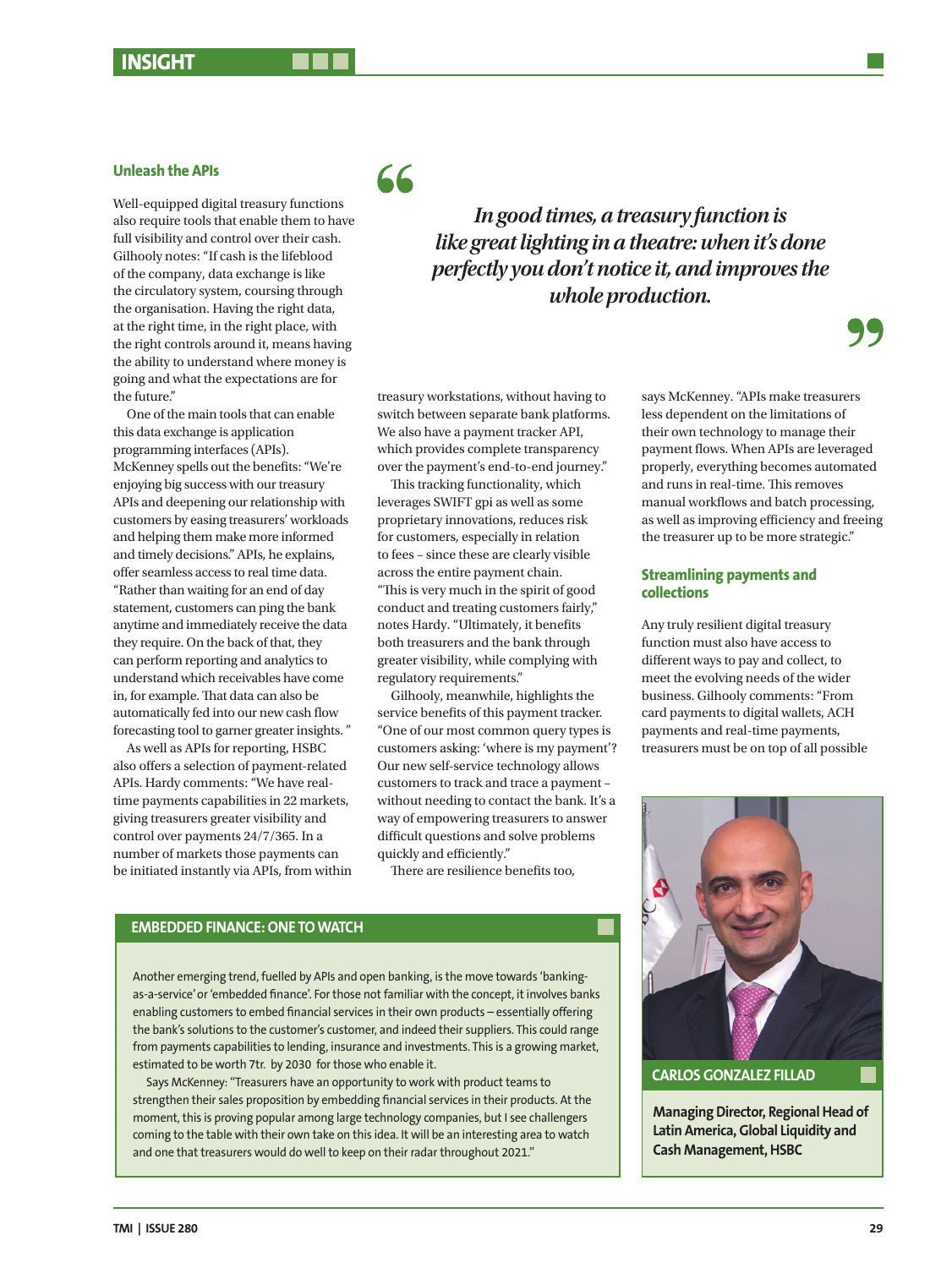## Unleash the APIs

Well-equipped digital treasury functions also require tools that enable them to have full visibility and control over their cash. Gilhooly notes: "If cash is the lifeblood of the company, data exchange is like the circulatory system, coursing through the organisation. Having the right data, at the right time, in the right place, with the right controls around it, means having the ability to understand where money is going and what the expectations are for the future."

One of the main tools that can enable this data exchange is application programming interfaces (APIs). McKenney spells out the benefits: "We're enjoying big success with our treasury APIs and deepening our relationship with customers by easing treasurers' workloads and helping them make more informed and timely decisions." APIs, he explains, offer seamless access to real time data. "Rather than waiting for an end of day statement, customers can ping the bank anytime and immediately receive the data they require. On the back of that, they can perform reporting and analytics to understand which receivables have come in, for example. That data can also be automatically fed into our new cash flow forecasting tool to garner greater insights."

As well as APIs for reporting, HSBC also offers a selection of payment-related APIs. Hardy comments: "We have real-time payments capabilities in 22 markets, giving treasurers greater visibility and control over payments 24/7/365. In a number of markets those payments can be initiated instantly via APIs, from within treasury workstations, without having to switch between separate bank platforms. We also have a payment tracker API, which provides complete transparency over the payment's end-to-end journey."

> *In good times, a treasury function is like great lighting in a theatre: when it's done perfectly you don't notice it, and improves the whole production.*

This tracking functionality, which leverages SWIFT gpi as well as some proprietary innovations, reduces risk for customers, especially in relation to fees – since these are clearly visible across the entire payment chain. "This is very much in the spirit of good conduct and treating customers fairly," notes Hardy. "Ultimately, it benefits both treasurers and the bank through greater visibility, while complying with regulatory requirements."

Gilhooly, meanwhile, highlights the service benefits of this payment tracker. "One of our most common query types is customers asking: 'where is my payment'? Our new self-service technology allows customers to track and trace a payment – without needing to contact the bank. It's a way of empowering treasurers to answer difficult questions and solve problems quickly and efficiently."

There are resilience benefits too, says McKenney. "APIs make treasurers less dependent on the limitations of their own technology to manage their payment flows. When APIs are leveraged properly, everything becomes automated and runs in real-time. This removes manual workflows and batch processing, as well as improving efficiency and freeing the treasurer up to be more strategic."

## Streamlining payments and collections

Any truly resilient digital treasury function must also have access to different ways to pay and collect, to meet the evolving needs of the wider business. Gilhooly comments: "From card payments to digital wallets, ACH payments and real-time payments, treasurers must be on top of all possible

### EMBEDDED FINANCE: ONE TO WATCH

Another emerging trend, fuelled by APIs and open banking, is the move towards 'banking-as-a-service' or 'embedded finance'. For those not familiar with the concept, it involves banks enabling customers to embed financial services in their own products – essentially offering the bank's solutions to the customer's customer, and indeed their suppliers. This could range from payments capabilities to lending, insurance and investments. This is a growing market, estimated to be worth 7tr. by 2030 for those who enable it.

Says McKenney: "Treasurers have an opportunity to work with product teams to strengthen their sales proposition by embedding financial services in their products. At the moment, this is proving popular among large technology companies, but I see challengers coming to the table with their own take on this idea. It will be an interesting area to watch and one that treasurers would do well to keep on their radar throughout 2021."

**CARLOS GONZALEZ FILLAD**

**Managing Director, Regional Head of Latin America, Global Liquidity and Cash Management, HSBC**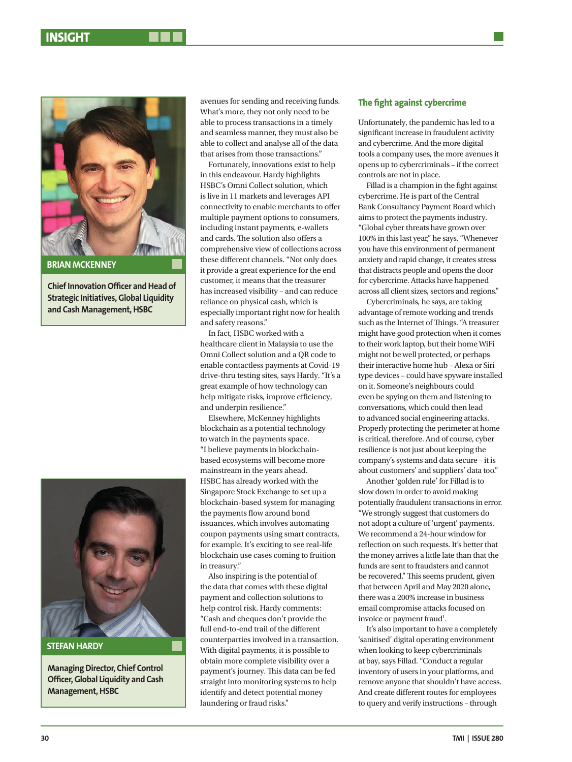**BRIAN MCKENNEY**

**Chief Innovation Officer and Head of Strategic Initiatives, Global Liquidity and Cash Management, HSBC**

**STEFAN HARDY**

**Managing Director, Chief Control Officer, Global Liquidity and Cash Management, HSBC**

avenues for sending and receiving funds. What's more, they not only need to be able to process transactions in a timely and seamless manner, they must also be able to collect and analyse all of the data that arises from those transactions."

Fortunately, innovations exist to help in this endeavour. Hardy highlights HSBC's Omni Collect solution, which is live in 11 markets and leverages API connectivity to enable merchants to offer multiple payment options to consumers, including instant payments, e-wallets and cards. The solution also offers a comprehensive view of collections across these different channels. "Not only does it provide a great experience for the end customer, it means that the treasurer has increased visibility – and can reduce reliance on physical cash, which is especially important right now for health and safety reasons."

In fact, HSBC worked with a healthcare client in Malaysia to use the Omni Collect solution and a QR code to enable contactless payments at Covid-19 drive-thru testing sites, says Hardy. "It's a great example of how technology can help mitigate risks, improve efficiency, and underpin resilience."

Elsewhere, McKenney highlights blockchain as a potential technology to watch in the payments space. "I believe payments in blockchain-based ecosystems will become more mainstream in the years ahead. HSBC has already worked with the Singapore Stock Exchange to set up a blockchain-based system for managing the payments flow around bond issuances, which involves automating coupon payments using smart contracts, for example. It's exciting to see real-life blockchain use cases coming to fruition in treasury."

Also inspiring is the potential of the data that comes with these digital payment and collection solutions to help control risk. Hardy comments: "Cash and cheques don't provide the full end-to-end trail of the different counterparties involved in a transaction. With digital payments, it is possible to obtain more complete visibility over a payment's journey. This data can be fed straight into monitoring systems to help identify and detect potential money laundering or fraud risks."

### The fight against cybercrime

Unfortunately, the pandemic has led to a significant increase in fraudulent activity and cybercrime. And the more digital tools a company uses, the more avenues it opens up to cybercriminals – if the correct controls are not in place.

Fillad is a champion in the fight against cybercrime. He is part of the Central Bank Consultancy Payment Board which aims to protect the payments industry. "Global cyber threats have grown over 100% in this last year," he says. "Whenever you have this environment of permanent anxiety and rapid change, it creates stress that distracts people and opens the door for cybercrime. Attacks have happened across all client sizes, sectors and regions."

Cybercriminals, he says, are taking advantage of remote working and trends such as the Internet of Things. "A treasurer might have good protection when it comes to their work laptop, but their home WiFi might not be well protected, or perhaps their interactive home hub – Alexa or Siri type devices – could have spyware installed on it. Someone's neighbours could even be spying on them and listening to conversations, which could then lead to advanced social engineering attacks. Properly protecting the perimeter at home is critical, therefore. And of course, cyber resilience is not just about keeping the company's systems and data secure – it is about customers' and suppliers' data too."

Another 'golden rule' for Fillad is to slow down in order to avoid making potentially fraudulent transactions in error. "We strongly suggest that customers do not adopt a culture of 'urgent' payments. We recommend a 24-hour window for reflection on such requests. It's better that the money arrives a little late than that the funds are sent to fraudsters and cannot be recovered." This seems prudent, given that between April and May 2020 alone, there was a 200% increase in business email compromise attacks focused on invoice or payment fraud[1].

It's also important to have a completely 'sanitised' digital operating environment when looking to keep cybercriminals at bay, says Fillad. "Conduct a regular inventory of users in your platforms, and remove anyone that shouldn't have access. And create different routes for employees to query and verify instructions – through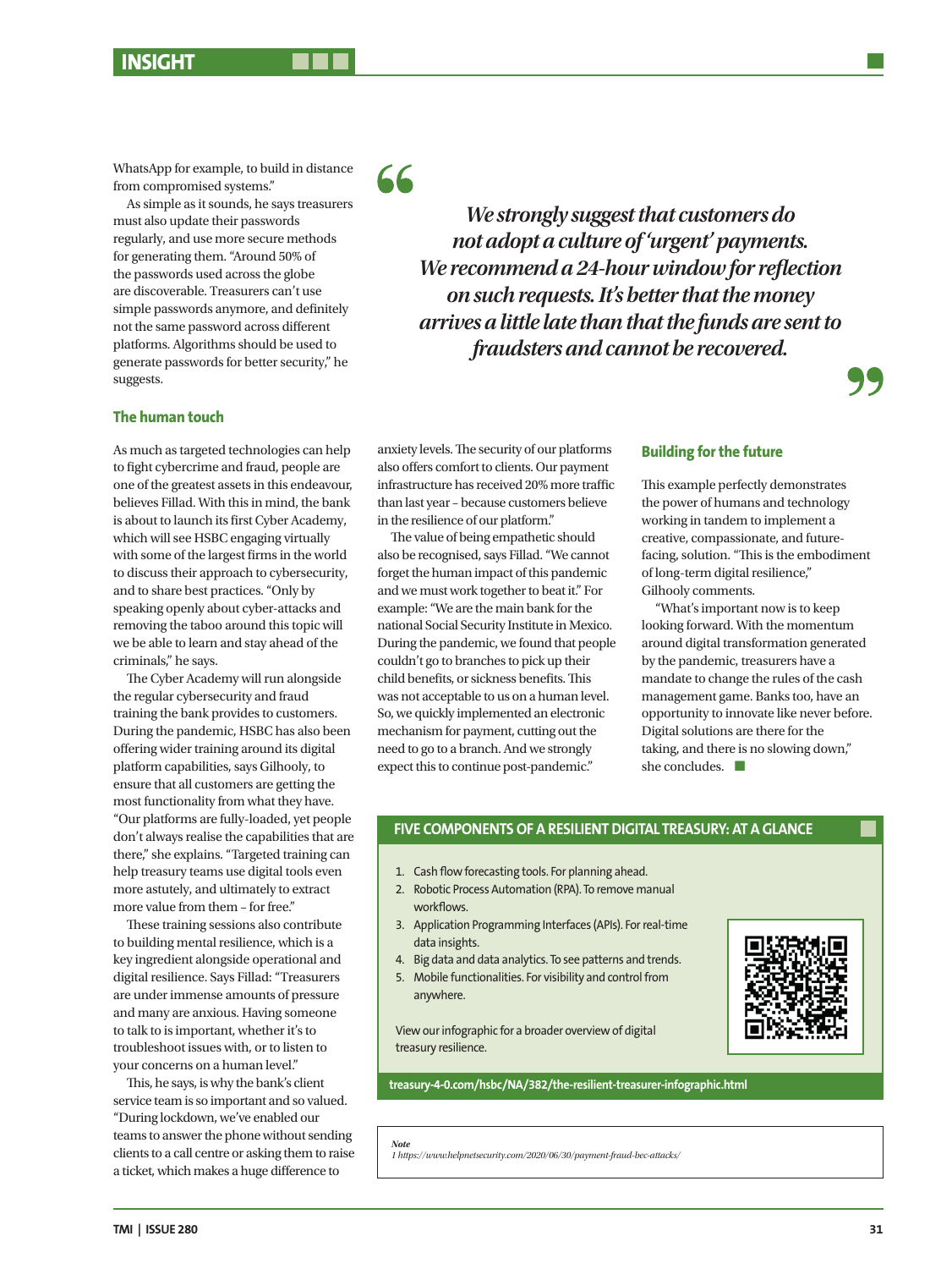WhatsApp for example, to build in distance from compromised systems."

As simple as it sounds, he says treasurers must also update their passwords regularly, and use more secure methods for generating them. "Around 50% of the passwords used across the globe are discoverable. Treasurers can't use simple passwords anymore, and definitely not the same password across different platforms. Algorithms should be used to generate passwords for better security," he suggests.

> *We strongly suggest that customers do not adopt a culture of 'urgent' payments. We recommend a 24-hour window for reflection on such requests. It's better that the money arrives a little late than that the funds are sent to fraudsters and cannot be recovered.*

### The human touch

As much as targeted technologies can help to fight cybercrime and fraud, people are one of the greatest assets in this endeavour, believes Fillad. With this in mind, the bank is about to launch its first Cyber Academy, which will see HSBC engaging virtually with some of the largest firms in the world to discuss their approach to cybersecurity, and to share best practices. "Only by speaking openly about cyber-attacks and removing the taboo around this topic will we be able to learn and stay ahead of the criminals," he says.

The Cyber Academy will run alongside the regular cybersecurity and fraud training the bank provides to customers. During the pandemic, HSBC has also been offering wider training around its digital platform capabilities, says Gilhooly, to ensure that all customers are getting the most functionality from what they have. "Our platforms are fully-loaded, yet people don't always realise the capabilities that are there," she explains. "Targeted training can help treasury teams use digital tools even more astutely, and ultimately to extract more value from them – for free."

These training sessions also contribute to building mental resilience, which is a key ingredient alongside operational and digital resilience. Says Fillad: "Treasurers are under immense amounts of pressure and many are anxious. Having someone to talk to is important, whether it's to troubleshoot issues with, or to listen to your concerns on a human level."

This, he says, is why the bank's client service team is so important and so valued. "During lockdown, we've enabled our teams to answer the phone without sending clients to a call centre or asking them to raise a ticket, which makes a huge difference to anxiety levels. The security of our platforms also offers comfort to clients. Our payment infrastructure has received 20% more traffic than last year – because customers believe in the resilience of our platform."

The value of being empathetic should also be recognised, says Fillad. "We cannot forget the human impact of this pandemic and we must work together to beat it." For example: "We are the main bank for the national Social Security Institute in Mexico. During the pandemic, we found that people couldn't go to branches to pick up their child benefits, or sickness benefits. This was not acceptable to us on a human level. So, we quickly implemented an electronic mechanism for payment, cutting out the need to go to a branch. And we strongly expect this to continue post-pandemic."

### Building for the future

This example perfectly demonstrates the power of humans and technology working in tandem to implement a creative, compassionate, and future-facing, solution. "This is the embodiment of long-term digital resilience," Gilhooly comments.

"What's important now is to keep looking forward. With the momentum around digital transformation generated by the pandemic, treasurers have a mandate to change the rules of the cash management game. Banks too, have an opportunity to innovate like never before. Digital solutions are there for the taking, and there is no slowing down," she concludes.

### FIVE COMPONENTS OF A RESILIENT DIGITAL TREASURY: AT A GLANCE

1. Cash flow forecasting tools. For planning ahead.
2. Robotic Process Automation (RPA). To remove manual workflows.
3. Application Programming Interfaces (APIs). For real-time data insights.
4. Big data and data analytics. To see patterns and trends.
5. Mobile functionalities. For visibility and control from anywhere.

View our infographic for a broader overview of digital treasury resilience.

**treasury-4-0.com/hsbc/NA/382/the-resilient-treasurer-infographic.html**

*Note*

*1 https://www.helpnetsecurity.com/2020/06/30/payment-fraud-bec-attacks/*